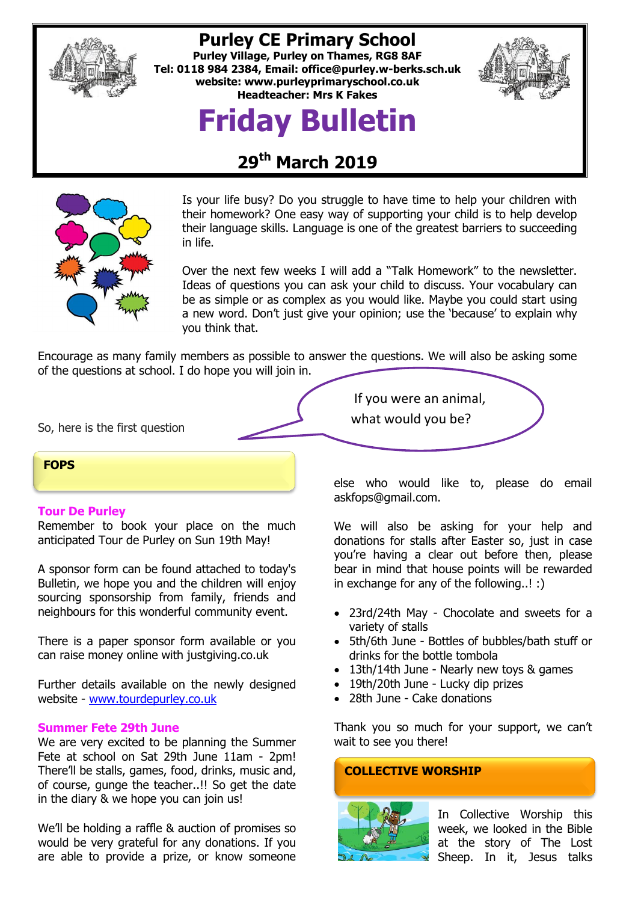# Purley CE Primary School

**Purley Village, Purley on Thames, RG8 8AF**
**Tel: 0118 984 2384, Email: office@purley.w-berks.sch.uk**
**website: www.purleyprimaryschool.co.uk**
**Headteacher: Mrs K Fakes**

# Friday Bulletin

## 29th March 2019

Is your life busy? Do you struggle to have time to help your children with their homework? One easy way of supporting your child is to help develop their language skills. Language is one of the greatest barriers to succeeding in life.

Over the next few weeks I will add a "Talk Homework" to the newsletter. Ideas of questions you can ask your child to discuss. Your vocabulary can be as simple or as complex as you would like. Maybe you could start using a new word. Don't just give your opinion; use the 'because' to explain why you think that.

Encourage as many family members as possible to answer the questions. We will also be asking some of the questions at school. I do hope you will join in.

So, here is the first question

> If you were an animal, what would you be?

## FOPS

### Tour De Purley

Remember to book your place on the much anticipated Tour de Purley on Sun 19th May!

A sponsor form can be found attached to today's Bulletin, we hope you and the children will enjoy sourcing sponsorship from family, friends and neighbours for this wonderful community event.

There is a paper sponsor form available or you can raise money online with justgiving.co.uk

Further details available on the newly designed website - www.tourdepurley.co.uk

### Summer Fete 29th June

We are very excited to be planning the Summer Fete at school on Sat 29th June 11am - 2pm! There'll be stalls, games, food, drinks, music and, of course, gunge the teacher..!! So get the date in the diary & we hope you can join us!

We'll be holding a raffle & auction of promises so would be very grateful for any donations. If you are able to provide a prize, or know someone else who would like to, please do email askfops@gmail.com.

We will also be asking for your help and donations for stalls after Easter so, just in case you're having a clear out before then, please bear in mind that house points will be rewarded in exchange for any of the following..! :)

- 23rd/24th May - Chocolate and sweets for a variety of stalls
- 5th/6th June - Bottles of bubbles/bath stuff or drinks for the bottle tombola
- 13th/14th June - Nearly new toys & games
- 19th/20th June - Lucky dip prizes
- 28th June - Cake donations

Thank you so much for your support, we can't wait to see you there!

## COLLECTIVE WORSHIP

In Collective Worship this week, we looked in the Bible at the story of The Lost Sheep. In it, Jesus talks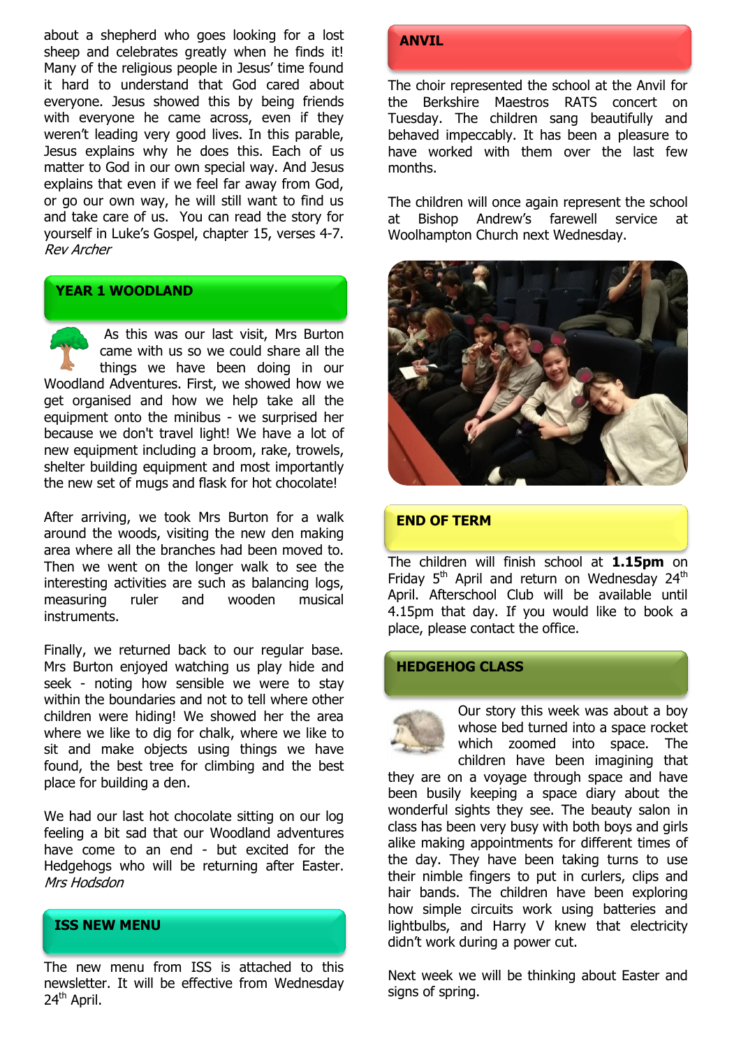about a shepherd who goes looking for a lost sheep and celebrates greatly when he finds it! Many of the religious people in Jesus' time found it hard to understand that God cared about everyone. Jesus showed this by being friends with everyone he came across, even if they weren't leading very good lives. In this parable, Jesus explains why he does this. Each of us matter to God in our own special way. And Jesus explains that even if we feel far away from God, or go our own way, he will still want to find us and take care of us. You can read the story for yourself in Luke's Gospel, chapter 15, verses 4-7.
*Rev Archer*

## YEAR 1 WOODLAND

As this was our last visit, Mrs Burton came with us so we could share all the things we have been doing in our Woodland Adventures. First, we showed how we get organised and how we help take all the equipment onto the minibus - we surprised her because we don't travel light! We have a lot of new equipment including a broom, rake, trowels, shelter building equipment and most importantly the new set of mugs and flask for hot chocolate!

After arriving, we took Mrs Burton for a walk around the woods, visiting the new den making area where all the branches had been moved to. Then we went on the longer walk to see the interesting activities are such as balancing logs, measuring ruler and wooden musical instruments.

Finally, we returned back to our regular base. Mrs Burton enjoyed watching us play hide and seek - noting how sensible we were to stay within the boundaries and not to tell where other children were hiding! We showed her the area where we like to dig for chalk, where we like to sit and make objects using things we have found, the best tree for climbing and the best place for building a den.

We had our last hot chocolate sitting on our log feeling a bit sad that our Woodland adventures have come to an end - but excited for the Hedgehogs who will be returning after Easter.
*Mrs Hodsdon*

## ISS NEW MENU

The new menu from ISS is attached to this newsletter. It will be effective from Wednesday 24th April.

## ANVIL

The choir represented the school at the Anvil for the Berkshire Maestros RATS concert on Tuesday. The children sang beautifully and behaved impeccably. It has been a pleasure to have worked with them over the last few months.

The children will once again represent the school at Bishop Andrew's farewell service at Woolhampton Church next Wednesday.

## END OF TERM

The children will finish school at **1.15pm** on Friday 5th April and return on Wednesday 24th April. Afterschool Club will be available until 4.15pm that day. If you would like to book a place, please contact the office.

## HEDGEHOG CLASS

Our story this week was about a boy whose bed turned into a space rocket which zoomed into space. The children have been imagining that they are on a voyage through space and have been busily keeping a space diary about the wonderful sights they see. The beauty salon in class has been very busy with both boys and girls alike making appointments for different times of the day. They have been taking turns to use their nimble fingers to put in curlers, clips and hair bands. The children have been exploring how simple circuits work using batteries and lightbulbs, and Harry V knew that electricity didn't work during a power cut.

Next week we will be thinking about Easter and signs of spring.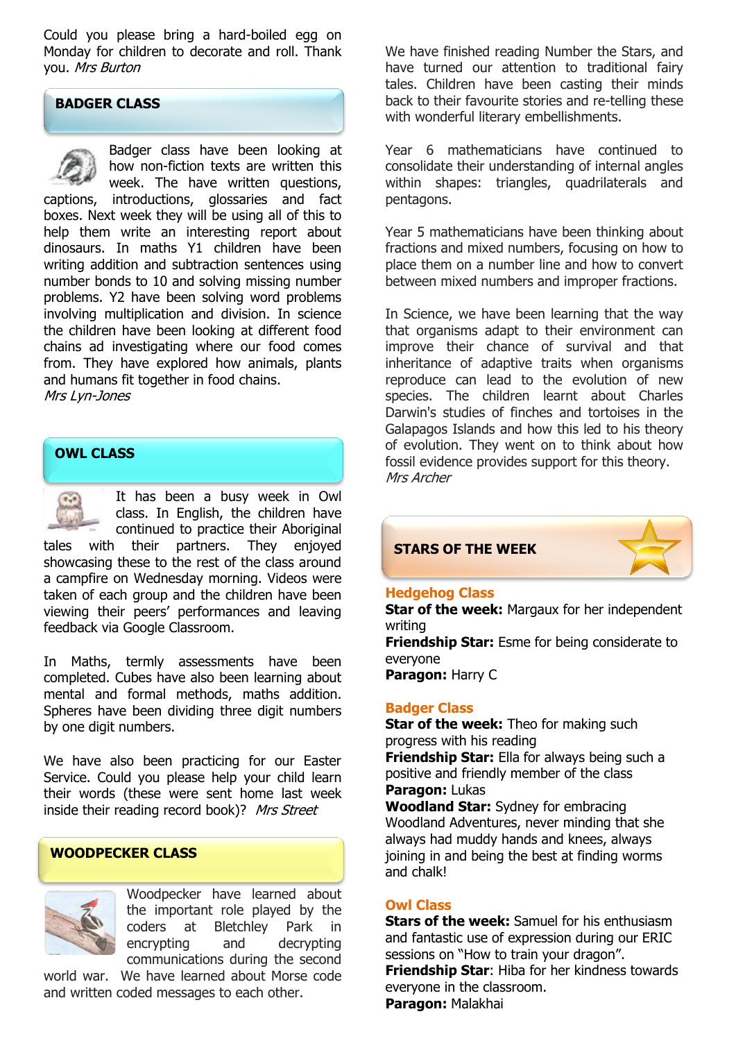Could you please bring a hard-boiled egg on Monday for children to decorate and roll. Thank you. *Mrs Burton*

## BADGER CLASS

Badger class have been looking at how non-fiction texts are written this week. The have written questions, captions, introductions, glossaries and fact boxes. Next week they will be using all of this to help them write an interesting report about dinosaurs. In maths Y1 children have been writing addition and subtraction sentences using number bonds to 10 and solving missing number problems. Y2 have been solving word problems involving multiplication and division. In science the children have been looking at different food chains ad investigating where our food comes from. They have explored how animals, plants and humans fit together in food chains.
*Mrs Lyn-Jones*

## OWL CLASS

It has been a busy week in Owl class. In English, the children have continued to practice their Aboriginal tales with their partners. They enjoyed showcasing these to the rest of the class around a campfire on Wednesday morning. Videos were taken of each group and the children have been viewing their peers' performances and leaving feedback via Google Classroom.

In Maths, termly assessments have been completed. Cubes have also been learning about mental and formal methods, maths addition. Spheres have been dividing three digit numbers by one digit numbers.

We have also been practicing for our Easter Service. Could you please help your child learn their words (these were sent home last week inside their reading record book)? *Mrs Street*

## WOODPECKER CLASS

Woodpecker have learned about the important role played by the coders at Bletchley Park in encrypting and decrypting communications during the second world war. We have learned about Morse code and written coded messages to each other.

We have finished reading Number the Stars, and have turned our attention to traditional fairy tales. Children have been casting their minds back to their favourite stories and re-telling these with wonderful literary embellishments.

Year 6 mathematicians have continued to consolidate their understanding of internal angles within shapes: triangles, quadrilaterals and pentagons.

Year 5 mathematicians have been thinking about fractions and mixed numbers, focusing on how to place them on a number line and how to convert between mixed numbers and improper fractions.

In Science, we have been learning that the way that organisms adapt to their environment can improve their chance of survival and that inheritance of adaptive traits when organisms reproduce can lead to the evolution of new species. The children learnt about Charles Darwin's studies of finches and tortoises in the Galapagos Islands and how this led to his theory of evolution. They went on to think about how fossil evidence provides support for this theory.
*Mrs Archer*

## STARS OF THE WEEK

### Hedgehog Class

**Star of the week:** Margaux for her independent writing
**Friendship Star:** Esme for being considerate to everyone
**Paragon:** Harry C

### Badger Class

**Star of the week:** Theo for making such progress with his reading
**Friendship Star:** Ella for always being such a positive and friendly member of the class
**Paragon:** Lukas
**Woodland Star:** Sydney for embracing Woodland Adventures, never minding that she always had muddy hands and knees, always joining in and being the best at finding worms and chalk!

### Owl Class

**Stars of the week:** Samuel for his enthusiasm and fantastic use of expression during our ERIC sessions on "How to train your dragon".
**Friendship Star**: Hiba for her kindness towards everyone in the classroom.
**Paragon:** Malakhai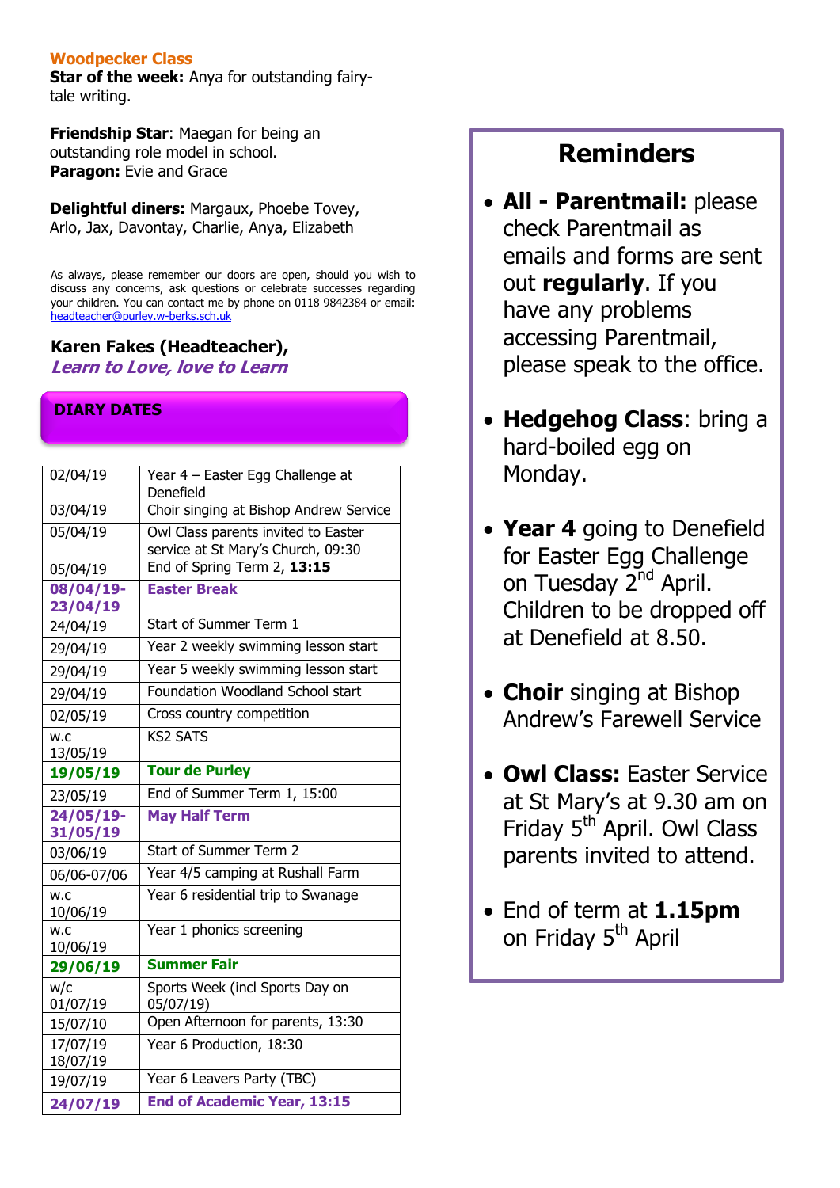## Woodpecker Class

**Star of the week:** Anya for outstanding fairy-tale writing.

**Friendship Star**: Maegan for being an outstanding role model in school.
**Paragon:** Evie and Grace

**Delightful diners:** Margaux, Phoebe Tovey, Arlo, Jax, Davontay, Charlie, Anya, Elizabeth

As always, please remember our doors are open, should you wish to discuss any concerns, ask questions or celebrate successes regarding your children. You can contact me by phone on 0118 9842384 or email: headteacher@purley.w-berks.sch.uk

**Karen Fakes (Headteacher),**
***Learn to Love, love to Learn***

## DIARY DATES

| Date | Event |
|---|---|
| 02/04/19 | Year 4 – Easter Egg Challenge at Denefield |
| 03/04/19 | Choir singing at Bishop Andrew Service |
| 05/04/19 | Owl Class parents invited to Easter service at St Mary's Church, 09:30 |
| 05/04/19 | End of Spring Term 2, **13:15** |
| **08/04/19-23/04/19** | **Easter Break** |
| 24/04/19 | Start of Summer Term 1 |
| 29/04/19 | Year 2 weekly swimming lesson start |
| 29/04/19 | Year 5 weekly swimming lesson start |
| 29/04/19 | Foundation Woodland School start |
| 02/05/19 | Cross country competition |
| w.c 13/05/19 | KS2 SATS |
| **19/05/19** | **Tour de Purley** |
| 23/05/19 | End of Summer Term 1, 15:00 |
| **24/05/19-31/05/19** | **May Half Term** |
| 03/06/19 | Start of Summer Term 2 |
| 06/06-07/06 | Year 4/5 camping at Rushall Farm |
| w.c 10/06/19 | Year 6 residential trip to Swanage |
| w.c 10/06/19 | Year 1 phonics screening |
| **29/06/19** | **Summer Fair** |
| w/c 01/07/19 | Sports Week (incl Sports Day on 05/07/19) |
| 15/07/10 | Open Afternoon for parents, 13:30 |
| 17/07/19 18/07/19 | Year 6 Production, 18:30 |
| 19/07/19 | Year 6 Leavers Party (TBC) |
| **24/07/19** | **End of Academic Year, 13:15** |

## Reminders

- **All - Parentmail:** please check Parentmail as emails and forms are sent out **regularly**. If you have any problems accessing Parentmail, please speak to the office.
- **Hedgehog Class**: bring a hard-boiled egg on Monday.
- **Year 4** going to Denefield for Easter Egg Challenge on Tuesday 2nd April. Children to be dropped off at Denefield at 8.50.
- **Choir** singing at Bishop Andrew's Farewell Service
- **Owl Class:** Easter Service at St Mary's at 9.30 am on Friday 5th April. Owl Class parents invited to attend.
- End of term at **1.15pm** on Friday 5th April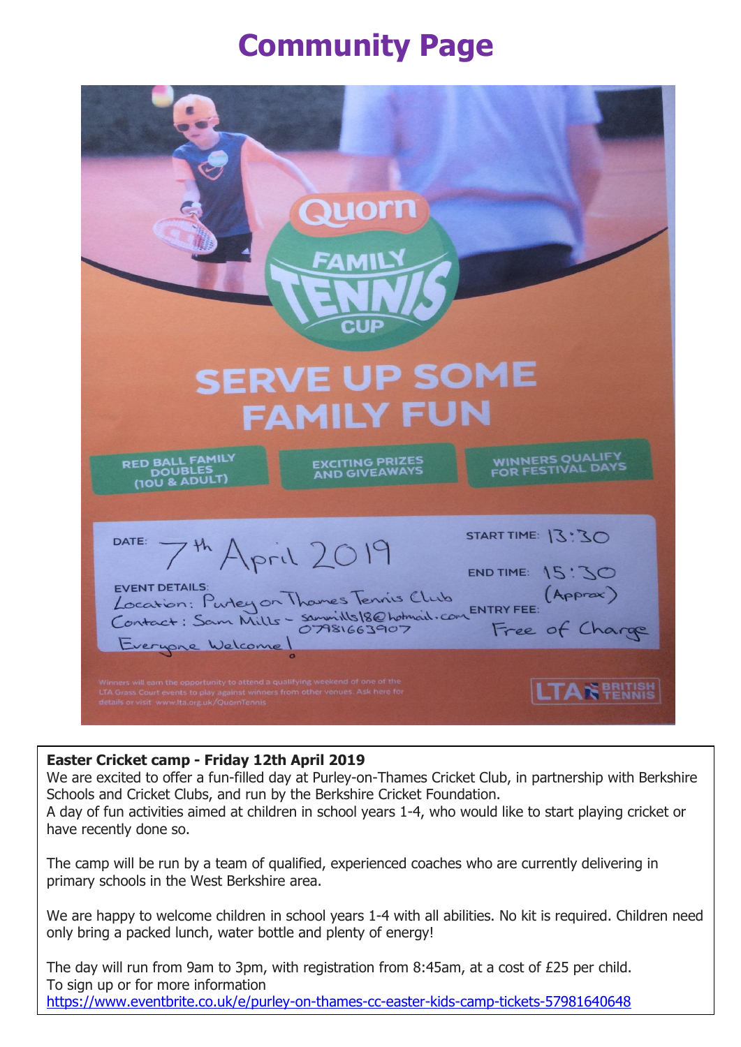# Community Page

Quorn

FAMILY TENNIS CUP

SERVE UP SOME FAMILY FUN

RED BALL FAMILY DOUBLES (10U & ADULT)

EXCITING PRIZES AND GIVEAWAYS

WINNERS QUALIFY FOR FESTIVAL DAYS

DATE: 7th April 2019

START TIME: 13:30

END TIME: 15:30 (Approx)

EVENT DETAILS:
Location: Purley on Thames Tennis Club
Contact: Sam Mills - sammills18@hotmail.com 07981663907
Everyone Welcome!

ENTRY FEE: Free of Charge

Winners will earn the opportunity to attend a qualifying weekend of one of the LTA Grass Court events to play against winners from other venues. Ask here for details or visit www.lta.org.uk/QuornTennis

LTA BRITISH TENNIS

**Easter Cricket camp - Friday 12th April 2019**

We are excited to offer a fun-filled day at Purley-on-Thames Cricket Club, in partnership with Berkshire Schools and Cricket Clubs, and run by the Berkshire Cricket Foundation.
A day of fun activities aimed at children in school years 1-4, who would like to start playing cricket or have recently done so.

The camp will be run by a team of qualified, experienced coaches who are currently delivering in primary schools in the West Berkshire area.

We are happy to welcome children in school years 1-4 with all abilities. No kit is required. Children need only bring a packed lunch, water bottle and plenty of energy!

The day will run from 9am to 3pm, with registration from 8:45am, at a cost of £25 per child.
To sign up or for more information
https://www.eventbrite.co.uk/e/purley-on-thames-cc-easter-kids-camp-tickets-57981640648